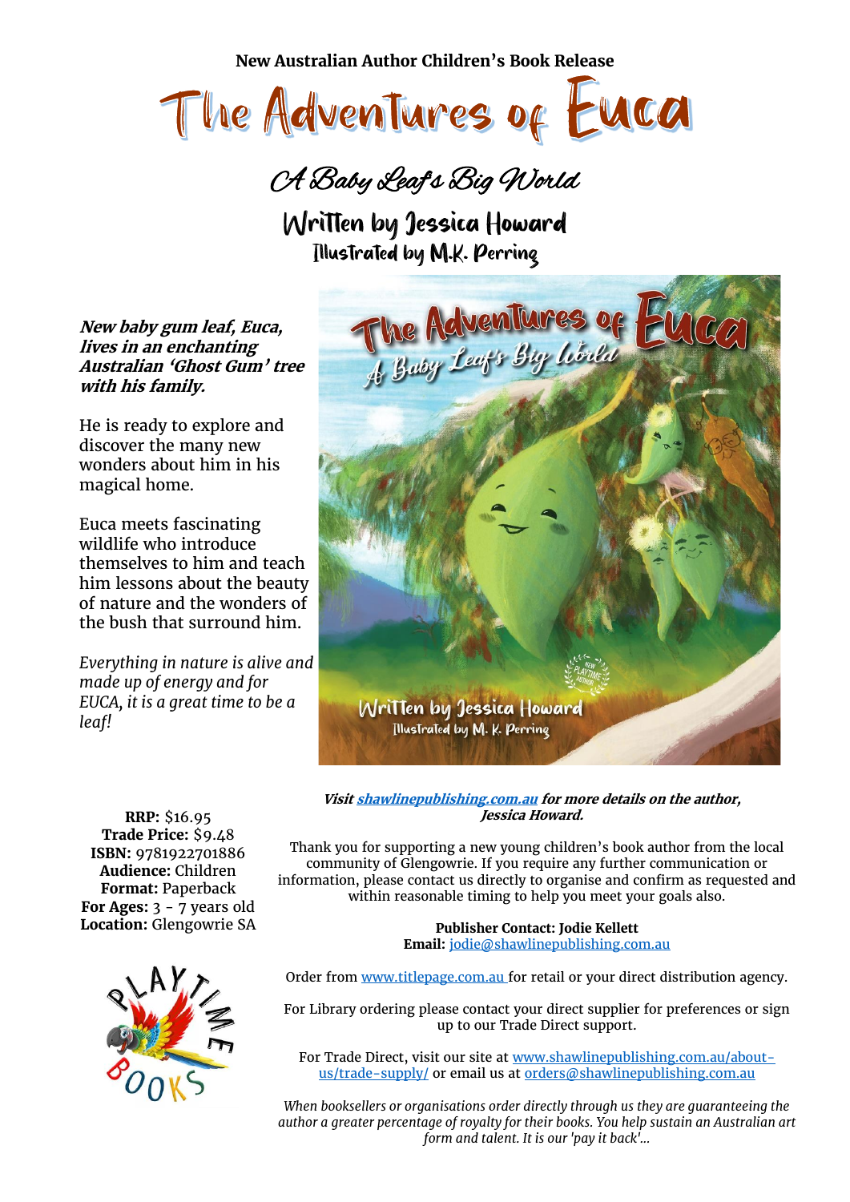**New Australian Author Children's Book Release**

# The Adventures of Euca

## A Baby Leaf's Big World

### Written by Jessica Howard

Illustrated by M.K. Perring

***New baby gum leaf, Euca, lives in an enchanting Australian 'Ghost Gum' tree with his family.***

He is ready to explore and discover the many new wonders about him in his magical home.

Euca meets fascinating wildlife who introduce themselves to him and teach him lessons about the beauty of nature and the wonders of the bush that surround him.

*Everything in nature is alive and made up of energy and for EUCA, it is a great time to be a leaf!*

***Visit [shawlinepublishing.com.au](shawlinepublishing.com.au) for more details on the author, Jessica Howard.***

**RRP:** $16.95
**Trade Price:** $9.48
**ISBN:** 9781922701886
**Audience:** Children
**Format:** Paperback
**For Ages:** 3 - 7 years old
**Location:** Glengowrie SA

Thank you for supporting a new young children's book author from the local community of Glengowrie. If you require any further communication or information, please contact us directly to organise and confirm as requested and within reasonable timing to help you meet your goals also.

**Publisher Contact: Jodie Kellett**
**Email:** jodie@shawlinepublishing.com.au

Order from www.titlepage.com.au for retail or your direct distribution agency.

For Library ordering please contact your direct supplier for preferences or sign up to our Trade Direct support.

For Trade Direct, visit our site at www.shawlinepublishing.com.au/about-us/trade-supply/ or email us at orders@shawlinepublishing.com.au

*When booksellers or organisations order directly through us they are guaranteeing the author a greater percentage of royalty for their books. You help sustain an Australian art form and talent. It is our 'pay it back'...*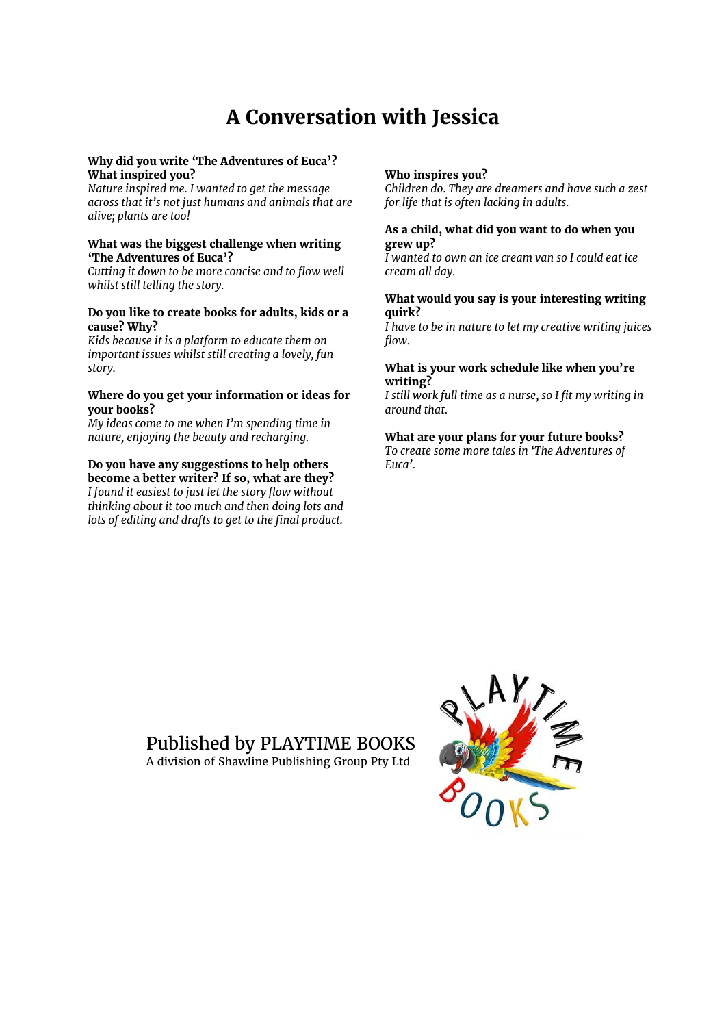# A Conversation with Jessica

**Why did you write 'The Adventures of Euca'? What inspired you?**
*Nature inspired me. I wanted to get the message across that it's not just humans and animals that are alive; plants are too!*

**What was the biggest challenge when writing 'The Adventures of Euca'?**
*Cutting it down to be more concise and to flow well whilst still telling the story.*

**Do you like to create books for adults, kids or a cause? Why?**
*Kids because it is a platform to educate them on important issues whilst still creating a lovely, fun story.*

**Where do you get your information or ideas for your books?**
*My ideas come to me when I'm spending time in nature, enjoying the beauty and recharging.*

**Do you have any suggestions to help others become a better writer? If so, what are they?**
*I found it easiest to just let the story flow without thinking about it too much and then doing lots and lots of editing and drafts to get to the final product.*

**Who inspires you?**
*Children do. They are dreamers and have such a zest for life that is often lacking in adults.*

**As a child, what did you want to do when you grew up?**
*I wanted to own an ice cream van so I could eat ice cream all day.*

**What would you say is your interesting writing quirk?**
*I have to be in nature to let my creative writing juices flow.*

**What is your work schedule like when you're writing?**
*I still work full time as a nurse, so I fit my writing in around that.*

**What are your plans for your future books?**
*To create some more tales in 'The Adventures of Euca'.*

Published by PLAYTIME BOOKS
A division of Shawline Publishing Group Pty Ltd